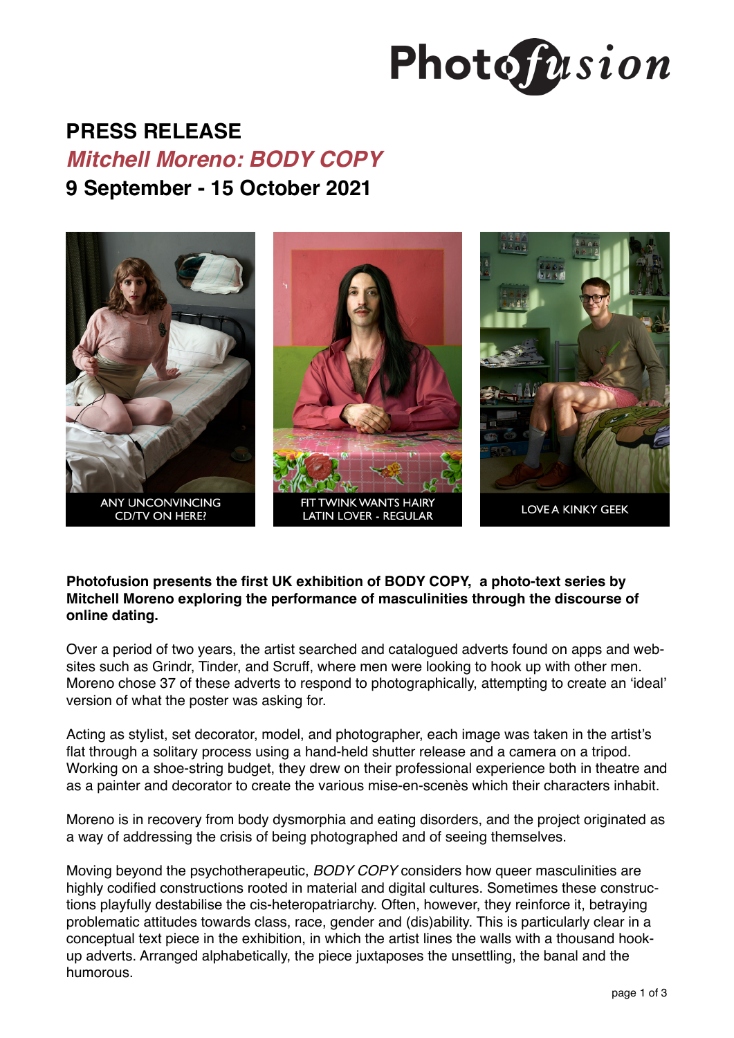# PRESS RELEASE

## *Mitchell Moreno: BODY COPY*

## 9 September - 15 October 2021

ANY UNCONVINCING CD/TV ON HERE?

FIT TWINK WANTS HAIRY LATIN LOVER - REGULAR

LOVE A KINKY GEEK

**Photofusion presents the first UK exhibition of BODY COPY, a photo-text series by Mitchell Moreno exploring the performance of masculinities through the discourse of online dating.**

Over a period of two years, the artist searched and catalogued adverts found on apps and websites such as Grindr, Tinder, and Scruff, where men were looking to hook up with other men. Moreno chose 37 of these adverts to respond to photographically, attempting to create an 'ideal' version of what the poster was asking for.

Acting as stylist, set decorator, model, and photographer, each image was taken in the artist's flat through a solitary process using a hand-held shutter release and a camera on a tripod. Working on a shoe-string budget, they drew on their professional experience both in theatre and as a painter and decorator to create the various mise-en-scenès which their characters inhabit.

Moreno is in recovery from body dysmorphia and eating disorders, and the project originated as a way of addressing the crisis of being photographed and of seeing themselves.

Moving beyond the psychotherapeutic, *BODY COPY* considers how queer masculinities are highly codified constructions rooted in material and digital cultures. Sometimes these constructions playfully destabilise the cis-heteropatriarchy. Often, however, they reinforce it, betraying problematic attitudes towards class, race, gender and (dis)ability. This is particularly clear in a conceptual text piece in the exhibition, in which the artist lines the walls with a thousand hook-up adverts. Arranged alphabetically, the piece juxtaposes the unsettling, the banal and the humorous.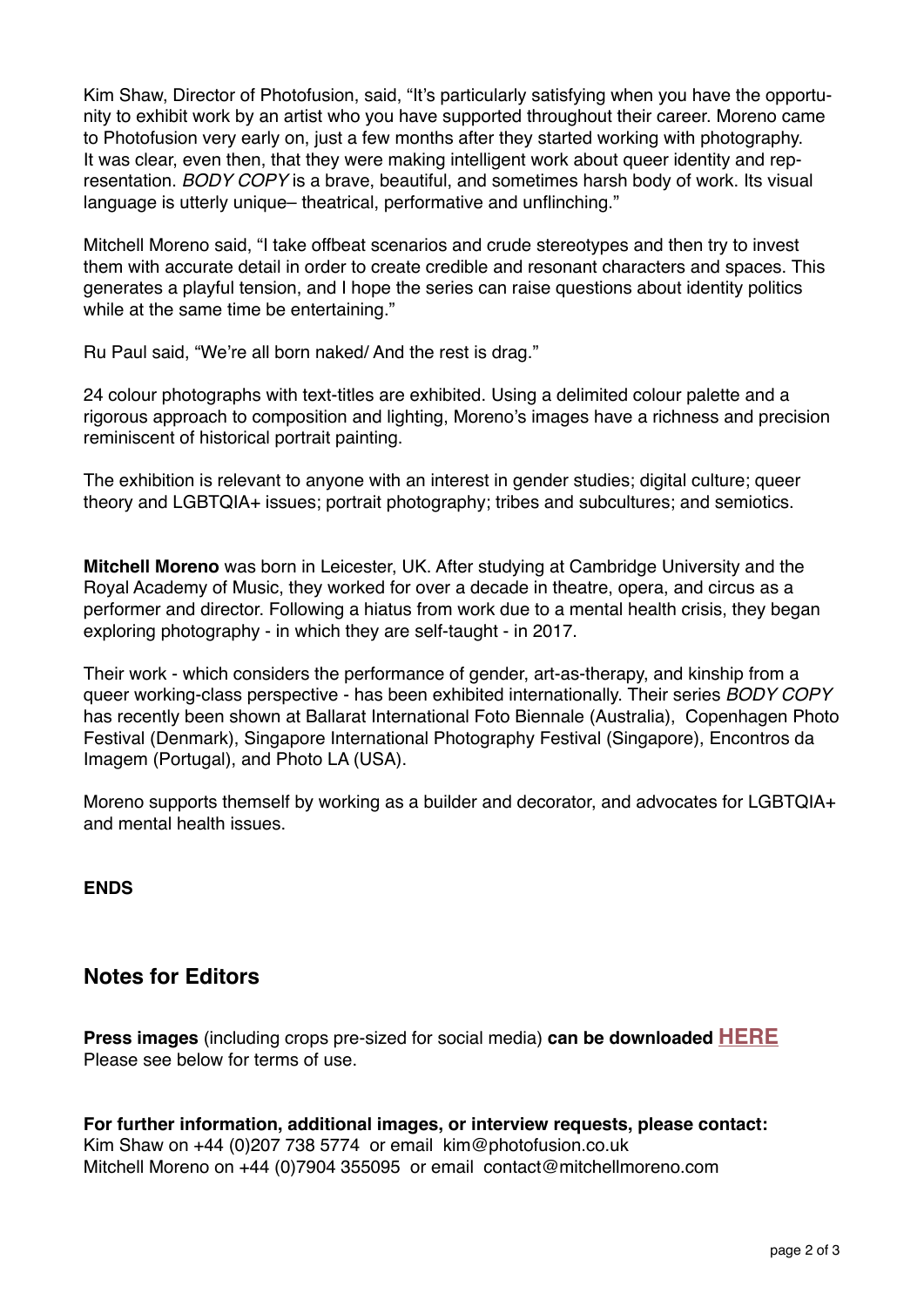Kim Shaw, Director of Photofusion, said, "It's particularly satisfying when you have the opportunity to exhibit work by an artist who you have supported throughout their career. Moreno came to Photofusion very early on, just a few months after they started working with photography. It was clear, even then, that they were making intelligent work about queer identity and representation. *BODY COPY* is a brave, beautiful, and sometimes harsh body of work. Its visual language is utterly unique– theatrical, performative and unflinching."

Mitchell Moreno said, "I take offbeat scenarios and crude stereotypes and then try to invest them with accurate detail in order to create credible and resonant characters and spaces. This generates a playful tension, and I hope the series can raise questions about identity politics while at the same time be entertaining."

Ru Paul said, "We're all born naked/ And the rest is drag."

24 colour photographs with text-titles are exhibited. Using a delimited colour palette and a rigorous approach to composition and lighting, Moreno's images have a richness and precision reminiscent of historical portrait painting.

The exhibition is relevant to anyone with an interest in gender studies; digital culture; queer theory and LGBTQIA+ issues; portrait photography; tribes and subcultures; and semiotics.

**Mitchell Moreno** was born in Leicester, UK. After studying at Cambridge University and the Royal Academy of Music, they worked for over a decade in theatre, opera, and circus as a performer and director. Following a hiatus from work due to a mental health crisis, they began exploring photography - in which they are self-taught - in 2017.

Their work - which considers the performance of gender, art-as-therapy, and kinship from a queer working-class perspective - has been exhibited internationally. Their series *BODY COPY* has recently been shown at Ballarat International Foto Biennale (Australia), Copenhagen Photo Festival (Denmark), Singapore International Photography Festival (Singapore), Encontros da Imagem (Portugal), and Photo LA (USA).

Moreno supports themself by working as a builder and decorator, and advocates for LGBTQIA+ and mental health issues.

**ENDS**

## Notes for Editors

**Press images** (including crops pre-sized for social media) **can be downloaded HERE**
Please see below for terms of use.

**For further information, additional images, or interview requests, please contact:**
Kim Shaw on +44 (0)207 738 5774 or email kim@photofusion.co.uk
Mitchell Moreno on +44 (0)7904 355095 or email contact@mitchellmoreno.com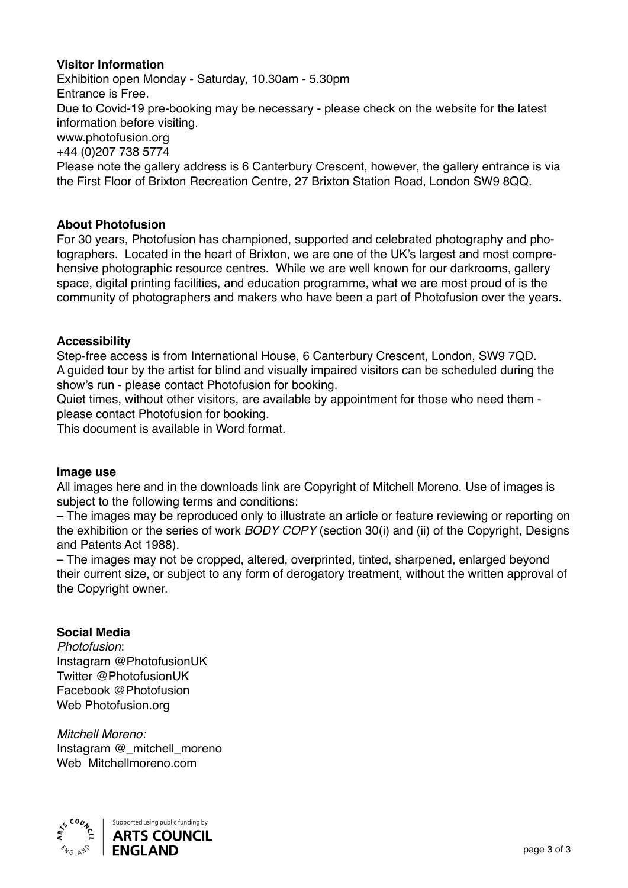**Visitor Information**

Exhibition open Monday - Saturday, 10.30am - 5.30pm
Entrance is Free.
Due to Covid-19 pre-booking may be necessary - please check on the website for the latest information before visiting.
www.photofusion.org
+44 (0)207 738 5774
Please note the gallery address is 6 Canterbury Crescent, however, the gallery entrance is via the First Floor of Brixton Recreation Centre, 27 Brixton Station Road, London SW9 8QQ.

**About Photofusion**

For 30 years, Photofusion has championed, supported and celebrated photography and photographers. Located in the heart of Brixton, we are one of the UK's largest and most comprehensive photographic resource centres. While we are well known for our darkrooms, gallery space, digital printing facilities, and education programme, what we are most proud of is the community of photographers and makers who have been a part of Photofusion over the years.

**Accessibility**

Step-free access is from International House, 6 Canterbury Crescent, London, SW9 7QD.
A guided tour by the artist for blind and visually impaired visitors can be scheduled during the show's run - please contact Photofusion for booking.
Quiet times, without other visitors, are available by appointment for those who need them - please contact Photofusion for booking.
This document is available in Word format.

**Image use**

All images here and in the downloads link are Copyright of Mitchell Moreno. Use of images is subject to the following terms and conditions:
– The images may be reproduced only to illustrate an article or feature reviewing or reporting on the exhibition or the series of work *BODY COPY* (section 30(i) and (ii) of the Copyright, Designs and Patents Act 1988).
– The images may not be cropped, altered, overprinted, tinted, sharpened, enlarged beyond their current size, or subject to any form of derogatory treatment, without the written approval of the Copyright owner.

**Social Media**

*Photofusion*:
Instagram @PhotofusionUK
Twitter @PhotofusionUK
Facebook @Photofusion
Web Photofusion.org

*Mitchell Moreno:*
Instagram @_mitchell_moreno
Web Mitchellmoreno.com

Supported using public funding by ARTS COUNCIL ENGLAND